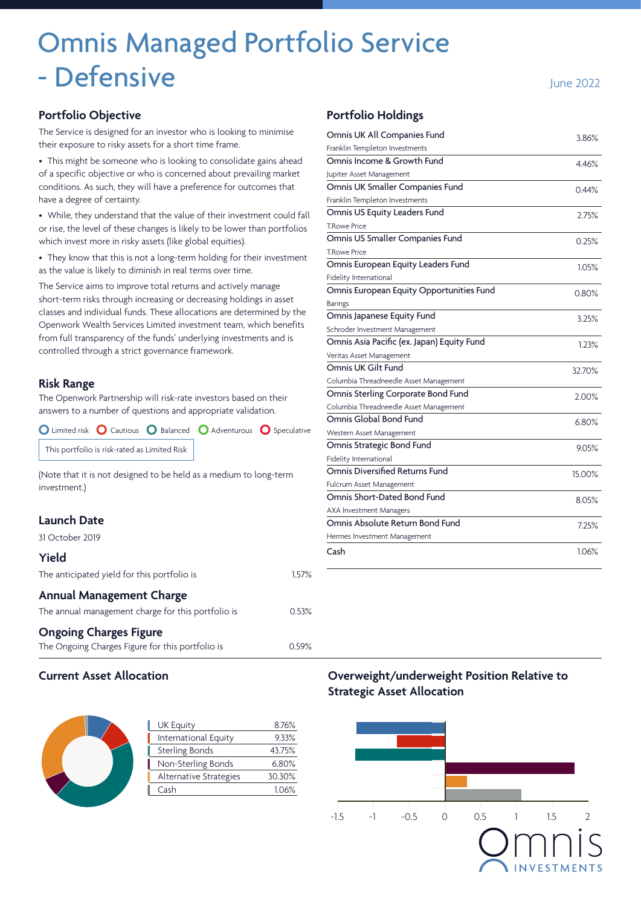# Omnis Managed Portfolio Service - Defensive

June 2022

## Portfolio Objective

The Service is designed for an investor who is looking to minimise their exposure to risky assets for a short time frame.

- This might be someone who is looking to consolidate gains ahead of a specific objective or who is concerned about prevailing market conditions. As such, they will have a preference for outcomes that have a degree of certainty.
- While, they understand that the value of their investment could fall or rise, the level of these changes is likely to be lower than portfolios which invest more in risky assets (like global equities).
- They know that this is not a long-term holding for their investment as the value is likely to diminish in real terms over time.

The Service aims to improve total returns and actively manage short-term risks through increasing or decreasing holdings in asset classes and individual funds. These allocations are determined by the Openwork Wealth Services Limited investment team, which benefits from full transparency of the funds' underlying investments and is controlled through a strict governance framework.

## Risk Range

The Openwork Partnership will risk-rate investors based on their answers to a number of questions and appropriate validation.

Limited risk | Cautious | Balanced | Adventurous | Speculative

This portfolio is risk-rated as Limited Risk

(Note that it is not designed to be held as a medium to long-term investment.)

## Launch Date

31 October 2019

## Yield

The anticipated yield for this portfolio is 1.57%

## Annual Management Charge

The annual management charge for this portfolio is 0.53%

## Ongoing Charges Figure

The Ongoing Charges Figure for this portfolio is 0.59%

## Portfolio Holdings

| Fund | Manager | Weight |
|---|---|---|
| Omnis UK All Companies Fund | Franklin Templeton Investments | 3.86% |
| Omnis Income & Growth Fund | Jupiter Asset Management | 4.46% |
| Omnis UK Smaller Companies Fund | Franklin Templeton Investments | 0.44% |
| Omnis US Equity Leaders Fund | T.Rowe Price | 2.75% |
| Omnis US Smaller Companies Fund | T.Rowe Price | 0.25% |
| Omnis European Equity Leaders Fund | Fidelity International | 1.05% |
| Omnis European Equity Opportunities Fund | Barings | 0.80% |
| Omnis Japanese Equity Fund | Schroder Investment Management | 3.25% |
| Omnis Asia Pacific (ex. Japan) Equity Fund | Veritas Asset Management | 1.23% |
| Omnis UK Gilt Fund | Columbia Threadneedle Asset Management | 32.70% |
| Omnis Sterling Corporate Bond Fund | Columbia Threadneedle Asset Management | 2.00% |
| Omnis Global Bond Fund | Western Asset Management | 6.80% |
| Omnis Strategic Bond Fund | Fidelity International | 9.05% |
| Omnis Diversified Returns Fund | Fulcrum Asset Management | 15.00% |
| Omnis Short-Dated Bond Fund | AXA Investment Managers | 8.05% |
| Omnis Absolute Return Bond Fund | Hermes Investment Management | 7.25% |
| Cash | | 1.06% |

## Current Asset Allocation

| Asset Class | Allocation |
|---|---|
| UK Equity | 8.76% |
| International Equity | 9.33% |
| Sterling Bonds | 43.75% |
| Non-Sterling Bonds | 6.80% |
| Alternative Strategies | 30.30% |
| Cash | 1.06% |

## Overweight/underweight Position Relative to Strategic Asset Allocation

-1.5 | -1 | -0.5 | 0 | 0.5 | 1 | 1.5 | 2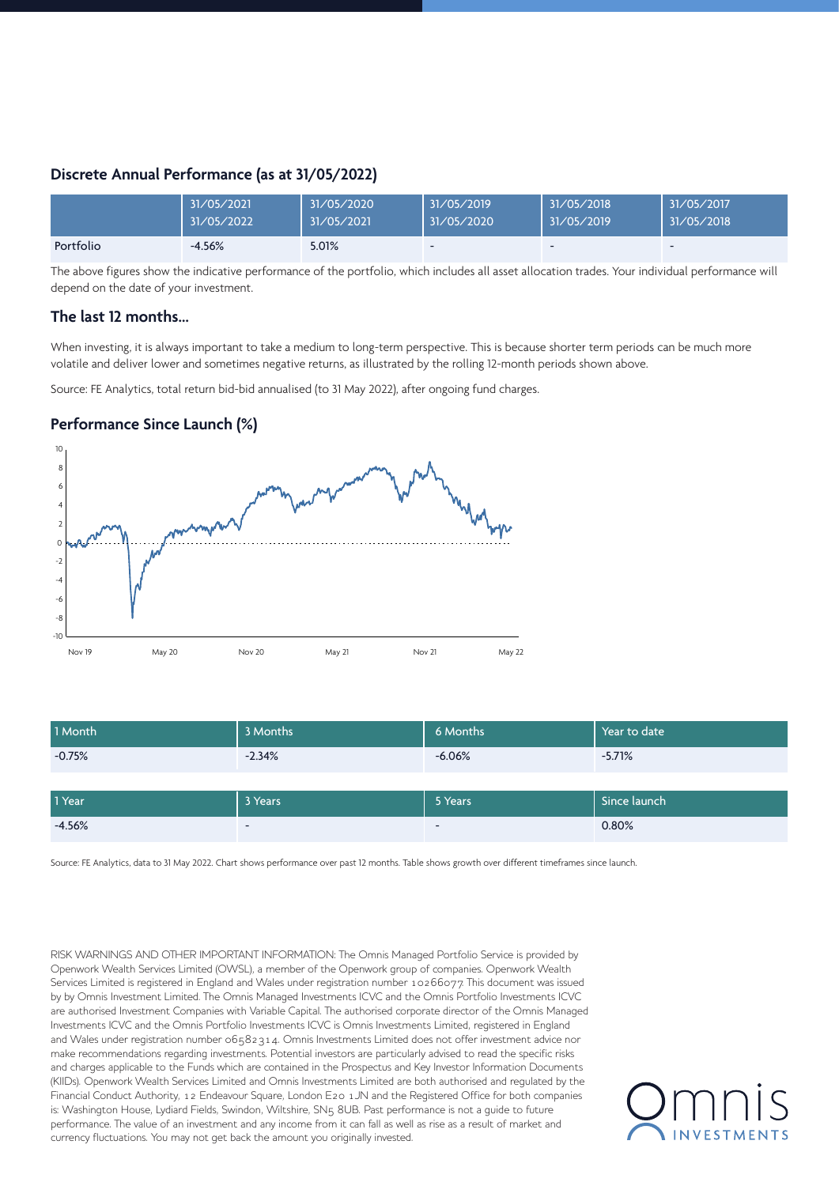## Discrete Annual Performance (as at 31/05/2022)

| | 31/05/2021 31/05/2022 | 31/05/2020 31/05/2021 | 31/05/2019 31/05/2020 | 31/05/2018 31/05/2019 | 31/05/2017 31/05/2018 |
|---|---|---|---|---|---|
| Portfolio | -4.56% | 5.01% | - | - | - |

The above figures show the indicative performance of the portfolio, which includes all asset allocation trades. Your individual performance will depend on the date of your investment.

## The last 12 months...

When investing, it is always important to take a medium to long-term perspective. This is because shorter term periods can be much more volatile and deliver lower and sometimes negative returns, as illustrated by the rolling 12-month periods shown above.

Source: FE Analytics, total return bid-bid annualised (to 31 May 2022), after ongoing fund charges.

## Performance Since Launch (%)

10
8
6
4
2
0
-2
-4
-6
-8
-10

Nov 19 May 20 Nov 20 May 21 Nov 21 May 22

| 1 Month | 3 Months | 6 Months | Year to date |
|---|---|---|---|
| -0.75% | -2.34% | -6.06% | -5.71% |
| **1 Year** | **3 Years** | **5 Years** | **Since launch** |
| -4.56% | - | - | 0.80% |

Source: FE Analytics, data to 31 May 2022. Chart shows performance over past 12 months. Table shows growth over different timeframes since launch.

RISK WARNINGS AND OTHER IMPORTANT INFORMATION: The Omnis Managed Portfolio Service is provided by Openwork Wealth Services Limited (OWSL), a member of the Openwork group of companies. Openwork Wealth Services Limited is registered in England and Wales under registration number 10266077. This document was issued by by Omnis Investment Limited. The Omnis Managed Investments ICVC and the Omnis Portfolio Investments ICVC are authorised Investment Companies with Variable Capital. The authorised corporate director of the Omnis Managed Investments ICVC and the Omnis Portfolio Investments ICVC is Omnis Investments Limited, registered in England and Wales under registration number 06582314. Omnis Investments Limited does not offer investment advice nor make recommendations regarding investments. Potential investors are particularly advised to read the specific risks and charges applicable to the Funds which are contained in the Prospectus and Key Investor Information Documents (KIIDs). Openwork Wealth Services Limited and Omnis Investments Limited are both authorised and regulated by the Financial Conduct Authority, 12 Endeavour Square, London E20 1JN and the Registered Office for both companies is: Washington House, Lydiard Fields, Swindon, Wiltshire, SN5 8UB. Past performance is not a guide to future performance. The value of an investment and any income from it can fall as well as rise as a result of market and currency fluctuations. You may not get back the amount you originally invested.

Omnis INVESTMENTS